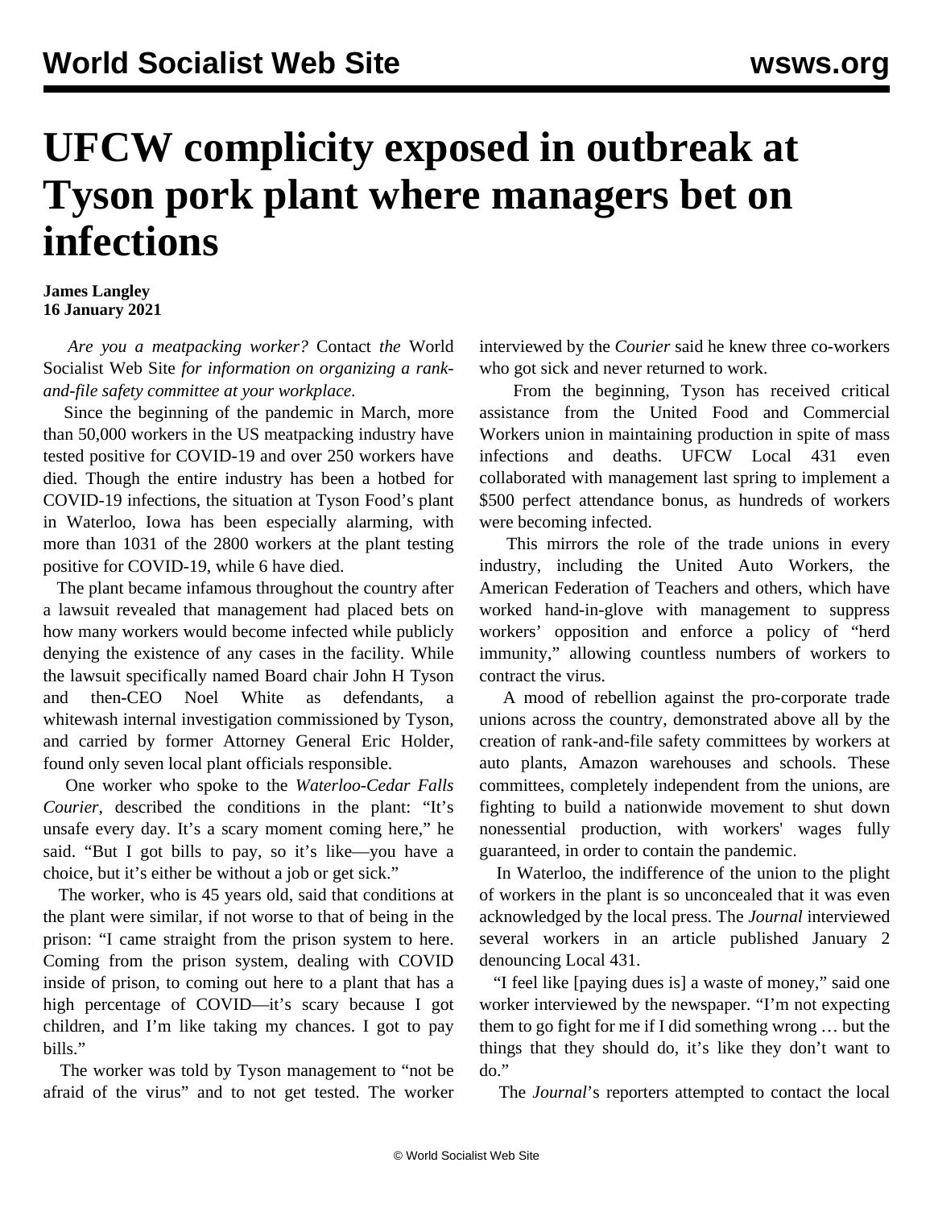# UFCW complicity exposed in outbreak at Tyson pork plant where managers bet on infections

**James Langley**
**16 January 2021**

*Are you a meatpacking worker?* Contact *the* World Socialist Web Site *for information on organizing a rank-and-file safety committee at your workplace.*

Since the beginning of the pandemic in March, more than 50,000 workers in the US meatpacking industry have tested positive for COVID-19 and over 250 workers have died. Though the entire industry has been a hotbed for COVID-19 infections, the situation at Tyson Food's plant in Waterloo, Iowa has been especially alarming, with more than 1031 of the 2800 workers at the plant testing positive for COVID-19, while 6 have died.

The plant became infamous throughout the country after a lawsuit revealed that management had placed bets on how many workers would become infected while publicly denying the existence of any cases in the facility. While the lawsuit specifically named Board chair John H Tyson and then-CEO Noel White as defendants, a whitewash internal investigation commissioned by Tyson, and carried by former Attorney General Eric Holder, found only seven local plant officials responsible.

One worker who spoke to the *Waterloo-Cedar Falls Courier*, described the conditions in the plant: "It's unsafe every day. It's a scary moment coming here," he said. "But I got bills to pay, so it's like—you have a choice, but it's either be without a job or get sick."

The worker, who is 45 years old, said that conditions at the plant were similar, if not worse to that of being in the prison: "I came straight from the prison system to here. Coming from the prison system, dealing with COVID inside of prison, to coming out here to a plant that has a high percentage of COVID—it's scary because I got children, and I'm like taking my chances. I got to pay bills."

The worker was told by Tyson management to "not be afraid of the virus" and to not get tested. The worker interviewed by the *Courier* said he knew three co-workers who got sick and never returned to work.

From the beginning, Tyson has received critical assistance from the United Food and Commercial Workers union in maintaining production in spite of mass infections and deaths. UFCW Local 431 even collaborated with management last spring to implement a $500 perfect attendance bonus, as hundreds of workers were becoming infected.

This mirrors the role of the trade unions in every industry, including the United Auto Workers, the American Federation of Teachers and others, which have worked hand-in-glove with management to suppress workers' opposition and enforce a policy of "herd immunity," allowing countless numbers of workers to contract the virus.

A mood of rebellion against the pro-corporate trade unions across the country, demonstrated above all by the creation of rank-and-file safety committees by workers at auto plants, Amazon warehouses and schools. These committees, completely independent from the unions, are fighting to build a nationwide movement to shut down nonessential production, with workers' wages fully guaranteed, in order to contain the pandemic.

In Waterloo, the indifference of the union to the plight of workers in the plant is so unconcealed that it was even acknowledged by the local press. The *Journal* interviewed several workers in an article published January 2 denouncing Local 431.

"I feel like [paying dues is] a waste of money," said one worker interviewed by the newspaper. "I'm not expecting them to go fight for me if I did something wrong … but the things that they should do, it's like they don't want to do."

The *Journal*'s reporters attempted to contact the local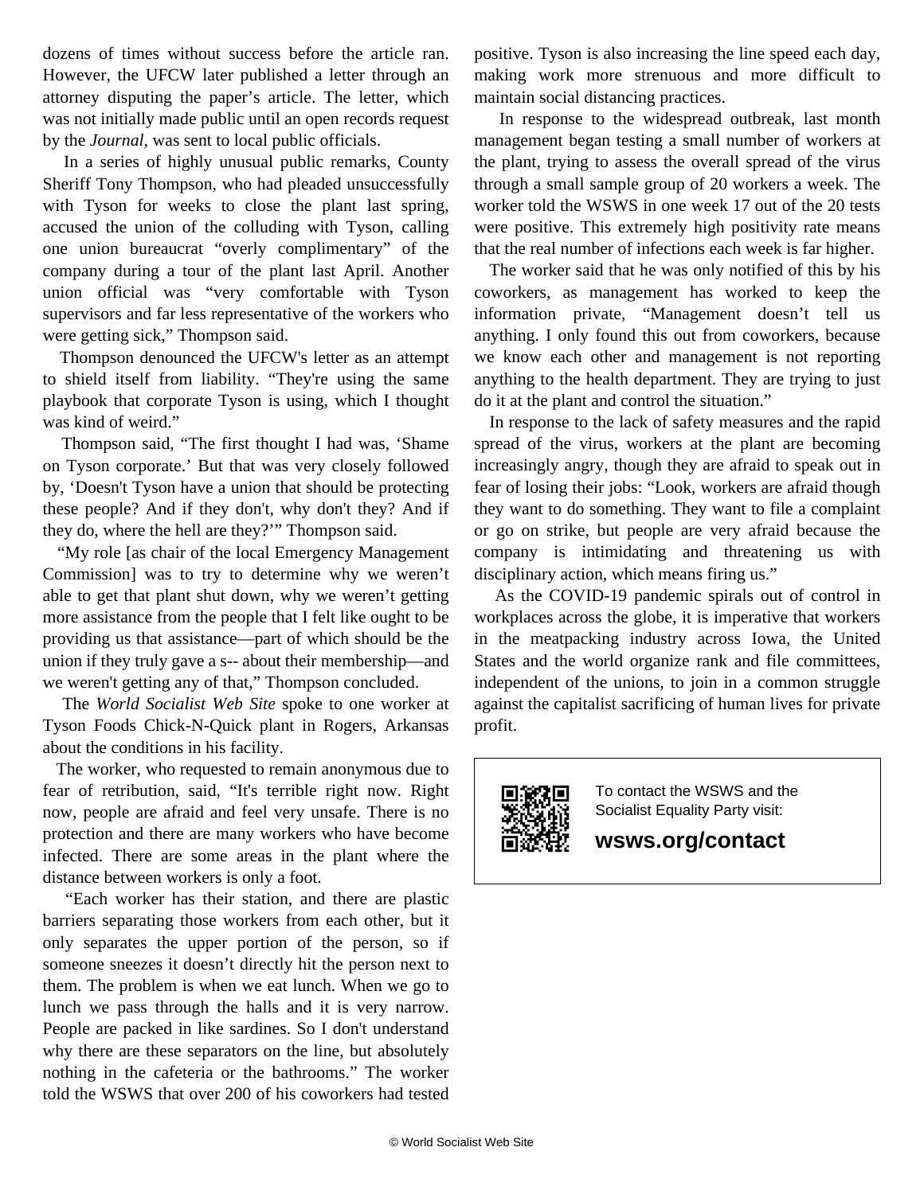dozens of times without success before the article ran. However, the UFCW later published a letter through an attorney disputing the paper's article. The letter, which was not initially made public until an open records request by the *Journal*, was sent to local public officials.

In a series of highly unusual public remarks, County Sheriff Tony Thompson, who had pleaded unsuccessfully with Tyson for weeks to close the plant last spring, accused the union of the colluding with Tyson, calling one union bureaucrat "overly complimentary" of the company during a tour of the plant last April. Another union official was "very comfortable with Tyson supervisors and far less representative of the workers who were getting sick," Thompson said.

Thompson denounced the UFCW's letter as an attempt to shield itself from liability. "They're using the same playbook that corporate Tyson is using, which I thought was kind of weird."

Thompson said, "The first thought I had was, 'Shame on Tyson corporate.' But that was very closely followed by, 'Doesn't Tyson have a union that should be protecting these people? And if they don't, why don't they? And if they do, where the hell are they?'" Thompson said.

"My role [as chair of the local Emergency Management Commission] was to try to determine why we weren't able to get that plant shut down, why we weren't getting more assistance from the people that I felt like ought to be providing us that assistance—part of which should be the union if they truly gave a s-- about their membership—and we weren't getting any of that," Thompson concluded.

The *World Socialist Web Site* spoke to one worker at Tyson Foods Chick-N-Quick plant in Rogers, Arkansas about the conditions in his facility.

The worker, who requested to remain anonymous due to fear of retribution, said, "It's terrible right now. Right now, people are afraid and feel very unsafe. There is no protection and there are many workers who have become infected. There are some areas in the plant where the distance between workers is only a foot.

"Each worker has their station, and there are plastic barriers separating those workers from each other, but it only separates the upper portion of the person, so if someone sneezes it doesn't directly hit the person next to them. The problem is when we eat lunch. When we go to lunch we pass through the halls and it is very narrow. People are packed in like sardines. So I don't understand why there are these separators on the line, but absolutely nothing in the cafeteria or the bathrooms." The worker told the WSWS that over 200 of his coworkers had tested positive. Tyson is also increasing the line speed each day, making work more strenuous and more difficult to maintain social distancing practices.

In response to the widespread outbreak, last month management began testing a small number of workers at the plant, trying to assess the overall spread of the virus through a small sample group of 20 workers a week. The worker told the WSWS in one week 17 out of the 20 tests were positive. This extremely high positivity rate means that the real number of infections each week is far higher.

The worker said that he was only notified of this by his coworkers, as management has worked to keep the information private, "Management doesn't tell us anything. I only found this out from coworkers, because we know each other and management is not reporting anything to the health department. They are trying to just do it at the plant and control the situation."

In response to the lack of safety measures and the rapid spread of the virus, workers at the plant are becoming increasingly angry, though they are afraid to speak out in fear of losing their jobs: "Look, workers are afraid though they want to do something. They want to file a complaint or go on strike, but people are very afraid because the company is intimidating and threatening us with disciplinary action, which means firing us."

As the COVID-19 pandemic spirals out of control in workplaces across the globe, it is imperative that workers in the meatpacking industry across Iowa, the United States and the world organize rank and file committees, independent of the unions, to join in a common struggle against the capitalist sacrificing of human lives for private profit.

To contact the WSWS and the Socialist Equality Party visit:

**wsws.org/contact**